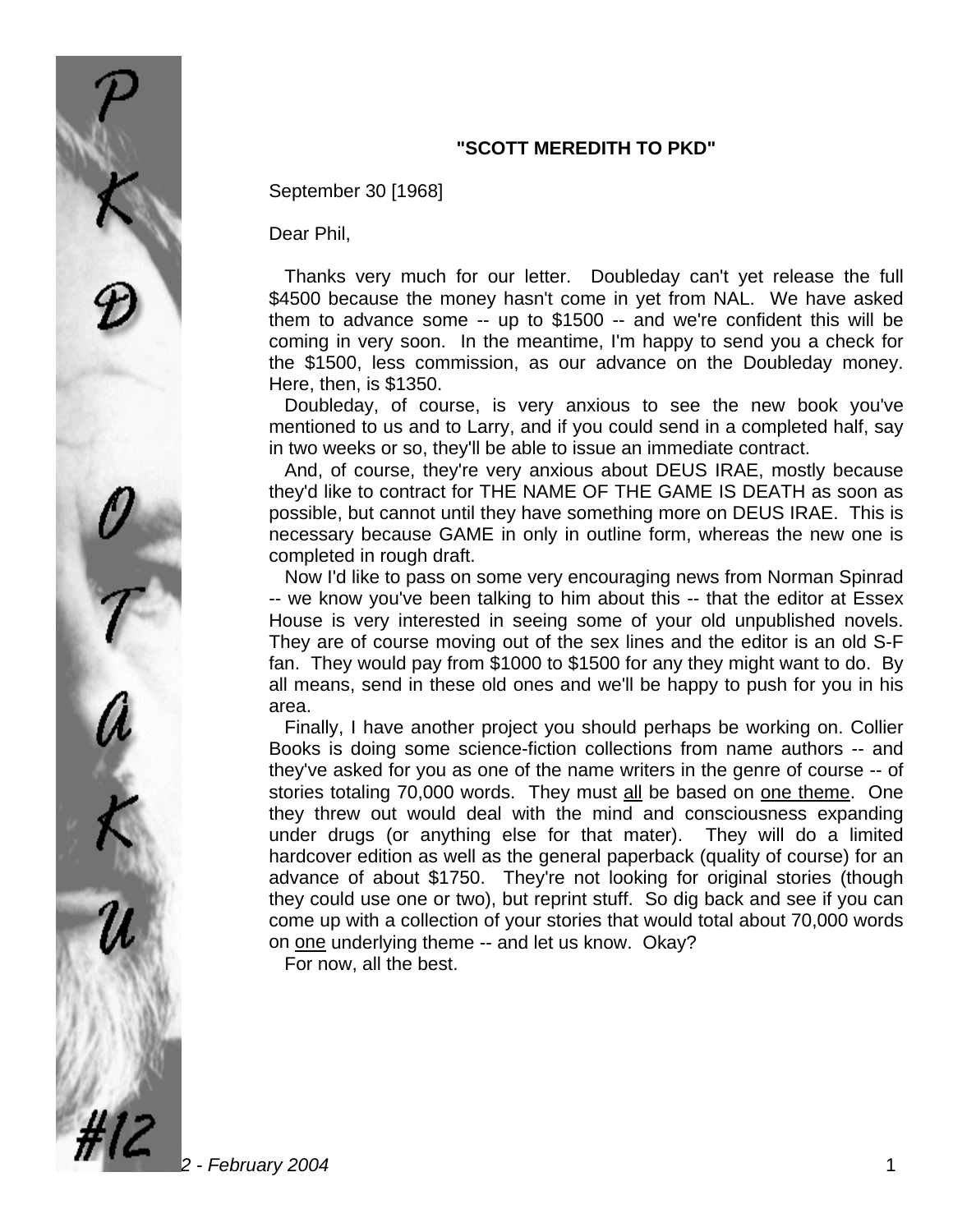**"SCOTT MEREDITH TO PKD"**

September 30 [1968]

Dear Phil,

Thanks very much for our letter. Doubleday can't yet release the full $4500 because the money hasn't come in yet from NAL. We have asked them to advance some -- up to $1500 -- and we're confident this will be coming in very soon. In the meantime, I'm happy to send you a check for the $1500, less commission, as our advance on the Doubleday money. Here, then, is $1350.

Doubleday, of course, is very anxious to see the new book you've mentioned to us and to Larry, and if you could send in a completed half, say in two weeks or so, they'll be able to issue an immediate contract.

And, of course, they're very anxious about DEUS IRAE, mostly because they'd like to contract for THE NAME OF THE GAME IS DEATH as soon as possible, but cannot until they have something more on DEUS IRAE. This is necessary because GAME in only in outline form, whereas the new one is completed in rough draft.

Now I'd like to pass on some very encouraging news from Norman Spinrad -- we know you've been talking to him about this -- that the editor at Essex House is very interested in seeing some of your old unpublished novels. They are of course moving out of the sex lines and the editor is an old S-F fan. They would pay from $1000 to $1500 for any they might want to do. By all means, send in these old ones and we'll be happy to push for you in his area.

Finally, I have another project you should perhaps be working on. Collier Books is doing some science-fiction collections from name authors -- and they've asked for you as one of the name writers in the genre of course -- of stories totaling 70,000 words. They must all be based on one theme. One they threw out would deal with the mind and consciousness expanding under drugs (or anything else for that mater). They will do a limited hardcover edition as well as the general paperback (quality of course) for an advance of about $1750. They're not looking for original stories (though they could use one or two), but reprint stuff. So dig back and see if you can come up with a collection of your stories that would total about 70,000 words on one underlying theme -- and let us know. Okay?

For now, all the best.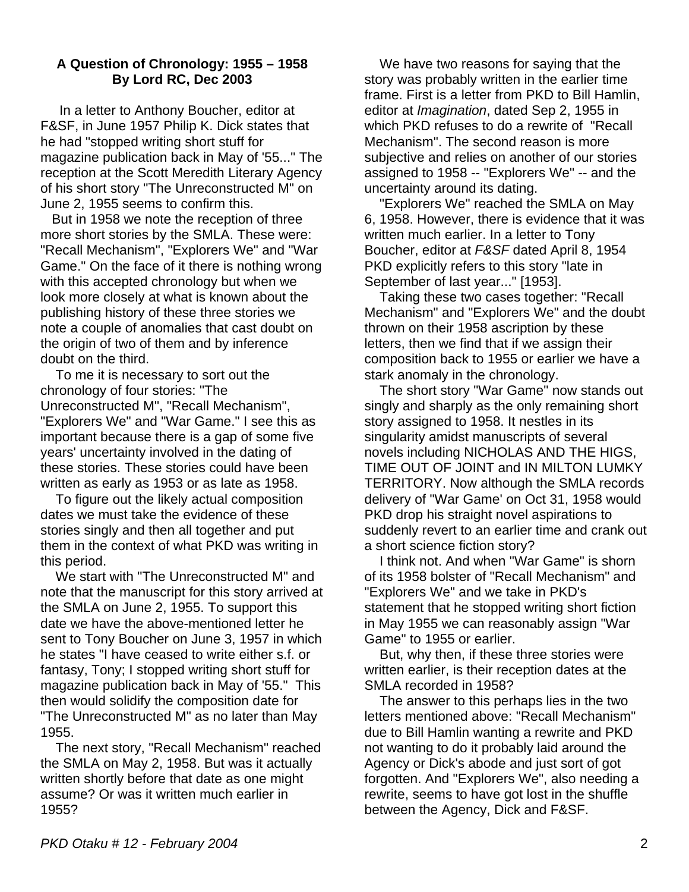**A Question of Chronology: 1955 – 1958**
**By Lord RC, Dec 2003**

In a letter to Anthony Boucher, editor at F&SF, in June 1957 Philip K. Dick states that he had "stopped writing short stuff for magazine publication back in May of '55..." The reception at the Scott Meredith Literary Agency of his short story "The Unreconstructed M" on June 2, 1955 seems to confirm this.

But in 1958 we note the reception of three more short stories by the SMLA. These were: "Recall Mechanism", "Explorers We" and "War Game." On the face of it there is nothing wrong with this accepted chronology but when we look more closely at what is known about the publishing history of these three stories we note a couple of anomalies that cast doubt on the origin of two of them and by inference doubt on the third.

To me it is necessary to sort out the chronology of four stories: "The Unreconstructed M", "Recall Mechanism", "Explorers We" and "War Game." I see this as important because there is a gap of some five years' uncertainty involved in the dating of these stories. These stories could have been written as early as 1953 or as late as 1958.

To figure out the likely actual composition dates we must take the evidence of these stories singly and then all together and put them in the context of what PKD was writing in this period.

We start with "The Unreconstructed M" and note that the manuscript for this story arrived at the SMLA on June 2, 1955. To support this date we have the above-mentioned letter he sent to Tony Boucher on June 3, 1957 in which he states "I have ceased to write either s.f. or fantasy, Tony; I stopped writing short stuff for magazine publication back in May of '55." This then would solidify the composition date for "The Unreconstructed M" as no later than May 1955.

The next story, "Recall Mechanism" reached the SMLA on May 2, 1958. But was it actually written shortly before that date as one might assume? Or was it written much earlier in 1955?

We have two reasons for saying that the story was probably written in the earlier time frame. First is a letter from PKD to Bill Hamlin, editor at *Imagination*, dated Sep 2, 1955 in which PKD refuses to do a rewrite of "Recall Mechanism". The second reason is more subjective and relies on another of our stories assigned to 1958 -- "Explorers We" -- and the uncertainty around its dating.

"Explorers We" reached the SMLA on May 6, 1958. However, there is evidence that it was written much earlier. In a letter to Tony Boucher, editor at *F&SF* dated April 8, 1954 PKD explicitly refers to this story "late in September of last year..." [1953].

Taking these two cases together: "Recall Mechanism" and "Explorers We" and the doubt thrown on their 1958 ascription by these letters, then we find that if we assign their composition back to 1955 or earlier we have a stark anomaly in the chronology.

The short story "War Game" now stands out singly and sharply as the only remaining short story assigned to 1958. It nestles in its singularity amidst manuscripts of several novels including NICHOLAS AND THE HIGS, TIME OUT OF JOINT and IN MILTON LUMKY TERRITORY. Now although the SMLA records delivery of "War Game' on Oct 31, 1958 would PKD drop his straight novel aspirations to suddenly revert to an earlier time and crank out a short science fiction story?

I think not. And when "War Game" is shorn of its 1958 bolster of "Recall Mechanism" and "Explorers We" and we take in PKD's statement that he stopped writing short fiction in May 1955 we can reasonably assign "War Game" to 1955 or earlier.

But, why then, if these three stories were written earlier, is their reception dates at the SMLA recorded in 1958?

The answer to this perhaps lies in the two letters mentioned above: "Recall Mechanism" due to Bill Hamlin wanting a rewrite and PKD not wanting to do it probably laid around the Agency or Dick's abode and just sort of got forgotten. And "Explorers We", also needing a rewrite, seems to have got lost in the shuffle between the Agency, Dick and F&SF.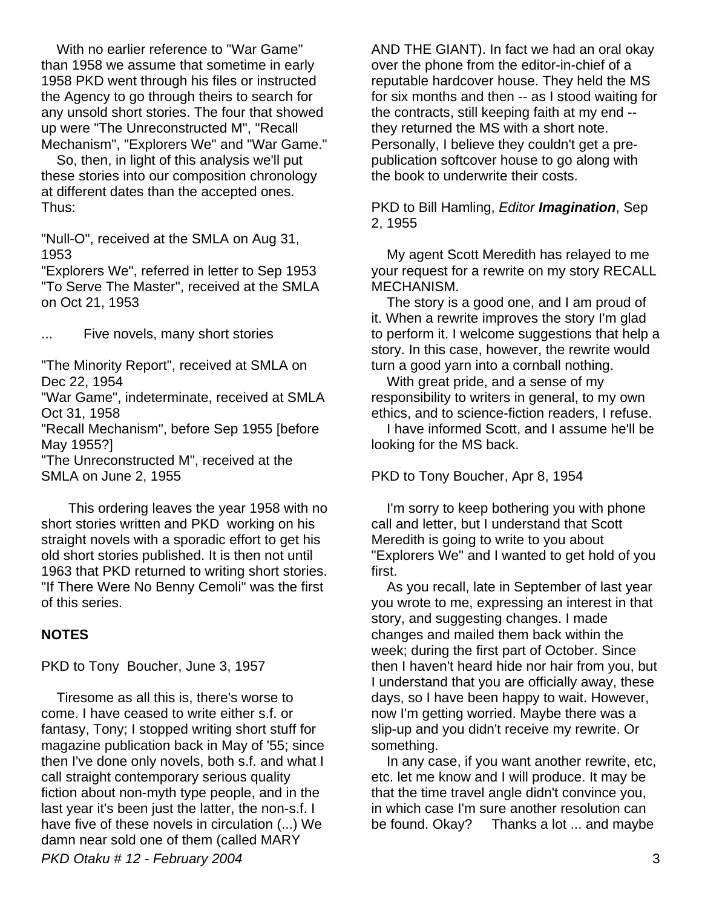With no earlier reference to "War Game" than 1958 we assume that sometime in early 1958 PKD went through his files or instructed the Agency to go through theirs to search for any unsold short stories. The four that showed up were "The Unreconstructed M", "Recall Mechanism", "Explorers We" and "War Game."

So, then, in light of this analysis we'll put these stories into our composition chronology at different dates than the accepted ones. Thus:

"Null-O", received at the SMLA on Aug 31, 1953
"Explorers We", referred in letter to Sep 1953
"To Serve The Master", received at the SMLA on Oct 21, 1953

... Five novels, many short stories

"The Minority Report", received at SMLA on Dec 22, 1954
"War Game", indeterminate, received at SMLA Oct 31, 1958
"Recall Mechanism", before Sep 1955 [before May 1955?]
"The Unreconstructed M", received at the SMLA on June 2, 1955

This ordering leaves the year 1958 with no short stories written and PKD working on his straight novels with a sporadic effort to get his old short stories published. It is then not until 1963 that PKD returned to writing short stories. "If There Were No Benny Cemoli" was the first of this series.

**NOTES**

PKD to Tony Boucher, June 3, 1957

Tiresome as all this is, there's worse to come. I have ceased to write either s.f. or fantasy, Tony; I stopped writing short stuff for magazine publication back in May of '55; since then I've done only novels, both s.f. and what I call straight contemporary serious quality fiction about non-myth type people, and in the last year it's been just the latter, the non-s.f. I have five of these novels in circulation (...) We damn near sold one of them (called MARY AND THE GIANT). In fact we had an oral okay over the phone from the editor-in-chief of a reputable hardcover house. They held the MS for six months and then -- as I stood waiting for the contracts, still keeping faith at my end -- they returned the MS with a short note. Personally, I believe they couldn't get a pre-publication softcover house to go along with the book to underwrite their costs.

PKD to Bill Hamling, *Editor* ***Imagination***, Sep 2, 1955

My agent Scott Meredith has relayed to me your request for a rewrite on my story RECALL MECHANISM.

The story is a good one, and I am proud of it. When a rewrite improves the story I'm glad to perform it. I welcome suggestions that help a story. In this case, however, the rewrite would turn a good yarn into a cornball nothing.

With great pride, and a sense of my responsibility to writers in general, to my own ethics, and to science-fiction readers, I refuse.

I have informed Scott, and I assume he'll be looking for the MS back.

PKD to Tony Boucher, Apr 8, 1954

I'm sorry to keep bothering you with phone call and letter, but I understand that Scott Meredith is going to write to you about "Explorers We" and I wanted to get hold of you first.

As you recall, late in September of last year you wrote to me, expressing an interest in that story, and suggesting changes. I made changes and mailed them back within the week; during the first part of October. Since then I haven't heard hide nor hair from you, but I understand that you are officially away, these days, so I have been happy to wait. However, now I'm getting worried. Maybe there was a slip-up and you didn't receive my rewrite. Or something.

In any case, if you want another rewrite, etc, etc. let me know and I will produce. It may be that the time travel angle didn't convince you, in which case I'm sure another resolution can be found. Okay? Thanks a lot ... and maybe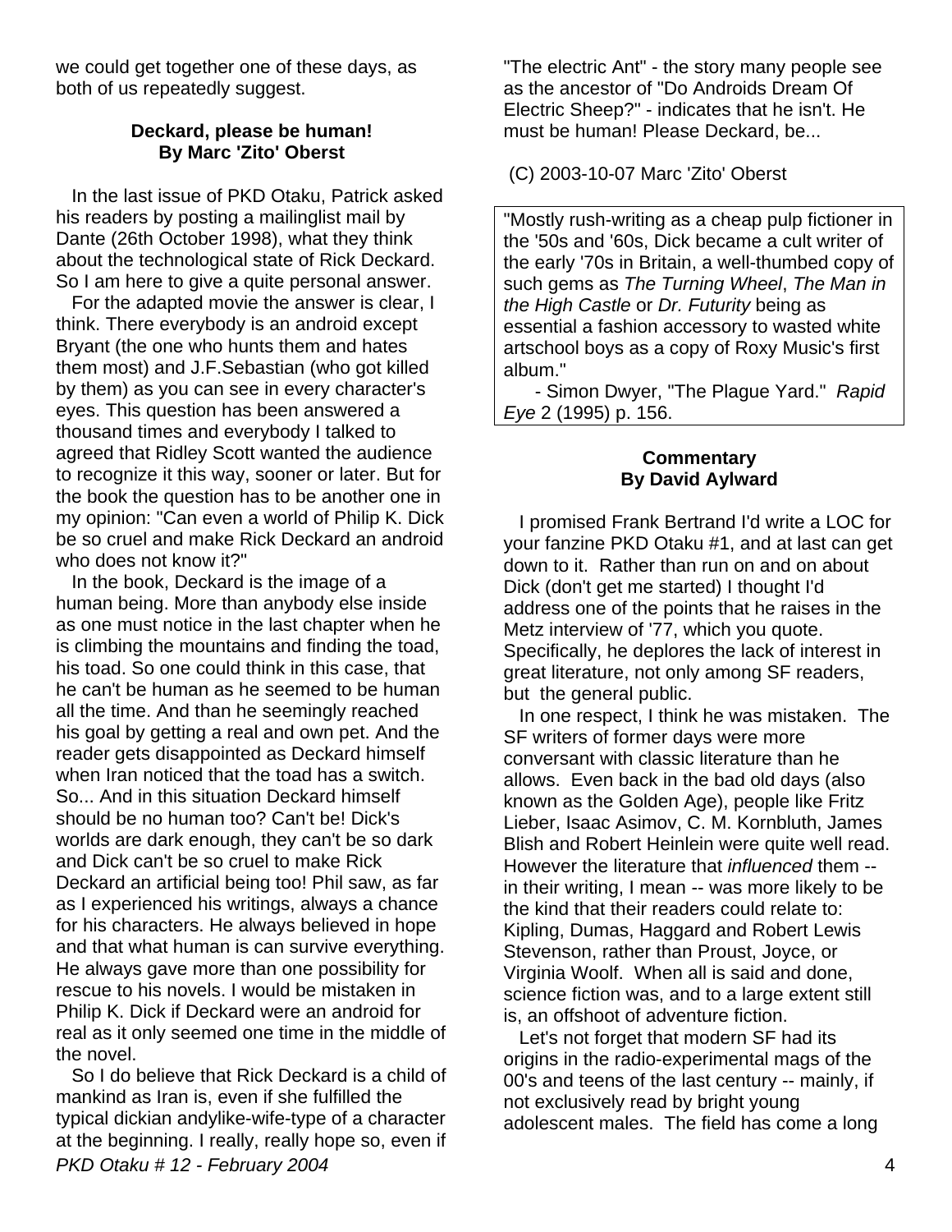we could get together one of these days, as both of us repeatedly suggest.

### Deckard, please be human!
### By Marc 'Zito' Oberst

In the last issue of PKD Otaku, Patrick asked his readers by posting a mailinglist mail by Dante (26th October 1998), what they think about the technological state of Rick Deckard. So I am here to give a quite personal answer.

For the adapted movie the answer is clear, I think. There everybody is an android except Bryant (the one who hunts them and hates them most) and J.F.Sebastian (who got killed by them) as you can see in every character's eyes. This question has been answered a thousand times and everybody I talked to agreed that Ridley Scott wanted the audience to recognize it this way, sooner or later. But for the book the question has to be another one in my opinion: "Can even a world of Philip K. Dick be so cruel and make Rick Deckard an android who does not know it?"

In the book, Deckard is the image of a human being. More than anybody else inside as one must notice in the last chapter when he is climbing the mountains and finding the toad, his toad. So one could think in this case, that he can't be human as he seemed to be human all the time. And than he seemingly reached his goal by getting a real and own pet. And the reader gets disappointed as Deckard himself when Iran noticed that the toad has a switch. So... And in this situation Deckard himself should be no human too? Can't be! Dick's worlds are dark enough, they can't be so dark and Dick can't be so cruel to make Rick Deckard an artificial being too! Phil saw, as far as I experienced his writings, always a chance for his characters. He always believed in hope and that what human is can survive everything. He always gave more than one possibility for rescue to his novels. I would be mistaken in Philip K. Dick if Deckard were an android for real as it only seemed one time in the middle of the novel.

So I do believe that Rick Deckard is a child of mankind as Iran is, even if she fulfilled the typical dickian andylike-wife-type of a character at the beginning. I really, really hope so, even if "The electric Ant" - the story many people see as the ancestor of "Do Androids Dream Of Electric Sheep?" - indicates that he isn't. He must be human! Please Deckard, be...

(C) 2003-10-07 Marc 'Zito' Oberst

> "Mostly rush-writing as a cheap pulp fictioner in the '50s and '60s, Dick became a cult writer of the early '70s in Britain, a well-thumbed copy of such gems as *The Turning Wheel*, *The Man in the High Castle* or *Dr. Futurity* being as essential a fashion accessory to wasted white artschool boys as a copy of Roxy Music's first album."
>
> - Simon Dwyer, "The Plague Yard." *Rapid Eye* 2 (1995) p. 156.

### Commentary
### By David Aylward

I promised Frank Bertrand I'd write a LOC for your fanzine PKD Otaku #1, and at last can get down to it. Rather than run on and on about Dick (don't get me started) I thought I'd address one of the points that he raises in the Metz interview of '77, which you quote. Specifically, he deplores the lack of interest in great literature, not only among SF readers, but the general public.

In one respect, I think he was mistaken. The SF writers of former days were more conversant with classic literature than he allows. Even back in the bad old days (also known as the Golden Age), people like Fritz Lieber, Isaac Asimov, C. M. Kornbluth, James Blish and Robert Heinlein were quite well read. However the literature that *influenced* them -- in their writing, I mean -- was more likely to be the kind that their readers could relate to: Kipling, Dumas, Haggard and Robert Lewis Stevenson, rather than Proust, Joyce, or Virginia Woolf. When all is said and done, science fiction was, and to a large extent still is, an offshoot of adventure fiction.

Let's not forget that modern SF had its origins in the radio-experimental mags of the 00's and teens of the last century -- mainly, if not exclusively read by bright young adolescent males. The field has come a long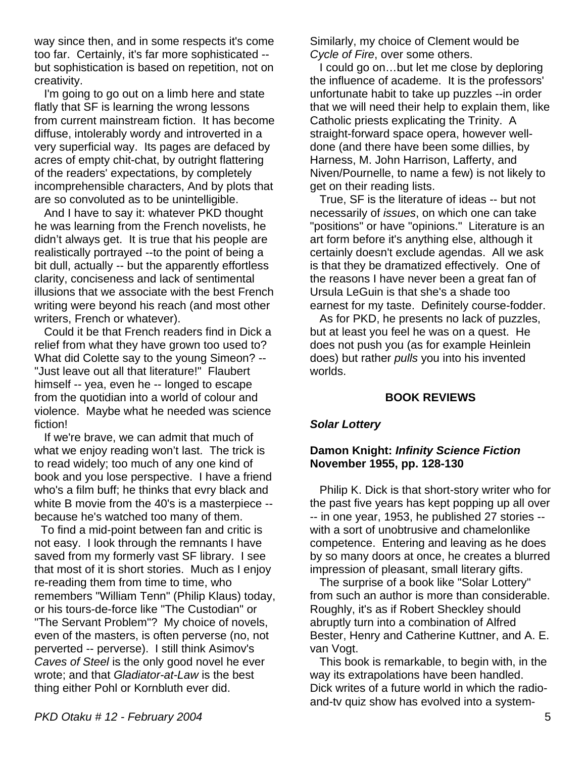way since then, and in some respects it's come too far. Certainly, it's far more sophisticated -- but sophistication is based on repetition, not on creativity.

I'm going to go out on a limb here and state flatly that SF is learning the wrong lessons from current mainstream fiction. It has become diffuse, intolerably wordy and introverted in a very superficial way. Its pages are defaced by acres of empty chit-chat, by outright flattering of the readers' expectations, by completely incomprehensible characters, And by plots that are so convoluted as to be unintelligible.

And I have to say it: whatever PKD thought he was learning from the French novelists, he didn't always get. It is true that his people are realistically portrayed --to the point of being a bit dull, actually -- but the apparently effortless clarity, conciseness and lack of sentimental illusions that we associate with the best French writing were beyond his reach (and most other writers, French or whatever).

Could it be that French readers find in Dick a relief from what they have grown too used to? What did Colette say to the young Simeon? -- "Just leave out all that literature!" Flaubert himself -- yea, even he -- longed to escape from the quotidian into a world of colour and violence. Maybe what he needed was science fiction!

If we're brave, we can admit that much of what we enjoy reading won't last. The trick is to read widely; too much of any one kind of book and you lose perspective. I have a friend who's a film buff; he thinks that evry black and white B movie from the 40's is a masterpiece -- because he's watched too many of them.

To find a mid-point between fan and critic is not easy. I look through the remnants I have saved from my formerly vast SF library. I see that most of it is short stories. Much as I enjoy re-reading them from time to time, who remembers "William Tenn" (Philip Klaus) today, or his tours-de-force like "The Custodian" or "The Servant Problem"? My choice of novels, even of the masters, is often perverse (no, not perverted -- perverse). I still think Asimov's *Caves of Steel* is the only good novel he ever wrote; and that *Gladiator-at-Law* is the best thing either Pohl or Kornbluth ever did.

Similarly, my choice of Clement would be *Cycle of Fire*, over some others.

I could go on…but let me close by deploring the influence of academe. It is the professors' unfortunate habit to take up puzzles --in order that we will need their help to explain them, like Catholic priests explicating the Trinity. A straight-forward space opera, however well-done (and there have been some dillies, by Harness, M. John Harrison, Lafferty, and Niven/Pournelle, to name a few) is not likely to get on their reading lists.

True, SF is the literature of ideas -- but not necessarily of *issues*, on which one can take "positions" or have "opinions." Literature is an art form before it's anything else, although it certainly doesn't exclude agendas. All we ask is that they be dramatized effectively. One of the reasons I have never been a great fan of Ursula LeGuin is that she's a shade too earnest for my taste. Definitely course-fodder.

As for PKD, he presents no lack of puzzles, but at least you feel he was on a quest. He does not push you (as for example Heinlein does) but rather *pulls* you into his invented worlds.

## BOOK REVIEWS

### *Solar Lottery*

**Damon Knight: *Infinity Science Fiction* November 1955, pp. 128-130**

Philip K. Dick is that short-story writer who for the past five years has kept popping up all over -- in one year, 1953, he published 27 stories -- with a sort of unobtrusive and chamelonlike competence. Entering and leaving as he does by so many doors at once, he creates a blurred impression of pleasant, small literary gifts.

The surprise of a book like "Solar Lottery" from such an author is more than considerable. Roughly, it's as if Robert Sheckley should abruptly turn into a combination of Alfred Bester, Henry and Catherine Kuttner, and A. E. van Vogt.

This book is remarkable, to begin with, in the way its extrapolations have been handled. Dick writes of a future world in which the radio-and-tv quiz show has evolved into a system-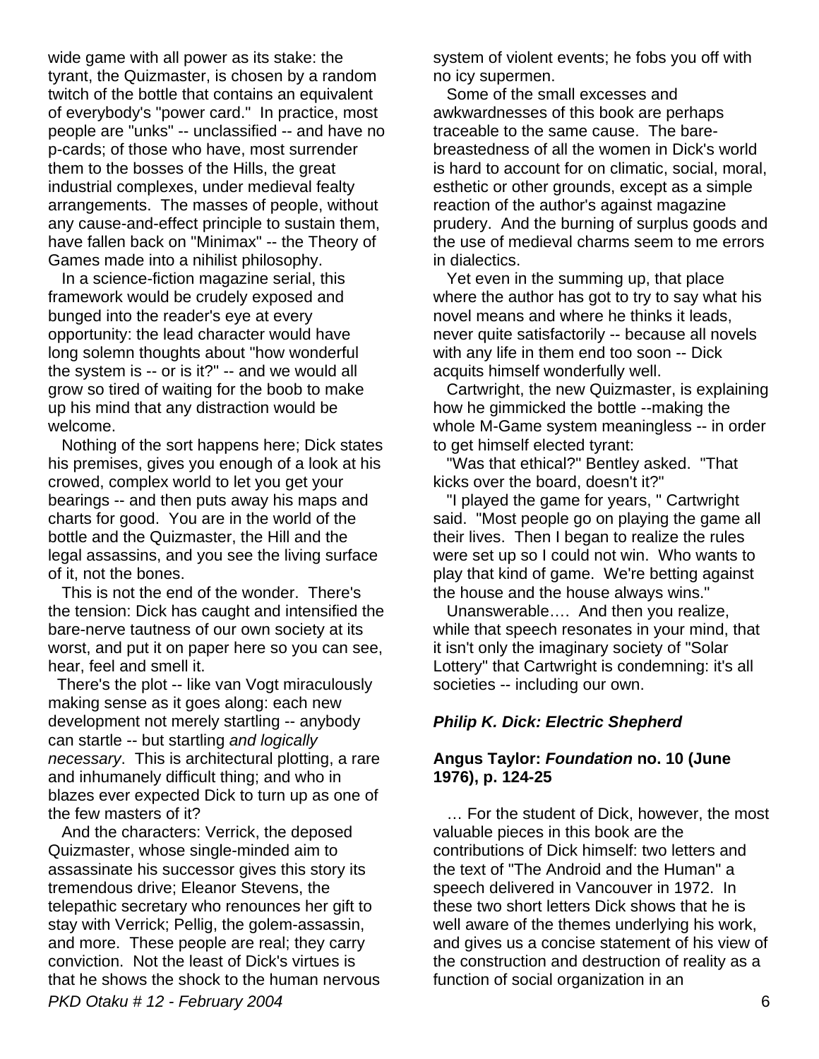wide game with all power as its stake: the tyrant, the Quizmaster, is chosen by a random twitch of the bottle that contains an equivalent of everybody's "power card." In practice, most people are "unks" -- unclassified -- and have no p-cards; of those who have, most surrender them to the bosses of the Hills, the great industrial complexes, under medieval fealty arrangements. The masses of people, without any cause-and-effect principle to sustain them, have fallen back on "Minimax" -- the Theory of Games made into a nihilist philosophy.

In a science-fiction magazine serial, this framework would be crudely exposed and bunged into the reader's eye at every opportunity: the lead character would have long solemn thoughts about "how wonderful the system is -- or is it?" -- and we would all grow so tired of waiting for the boob to make up his mind that any distraction would be welcome.

Nothing of the sort happens here; Dick states his premises, gives you enough of a look at his crowed, complex world to let you get your bearings -- and then puts away his maps and charts for good. You are in the world of the bottle and the Quizmaster, the Hill and the legal assassins, and you see the living surface of it, not the bones.

This is not the end of the wonder. There's the tension: Dick has caught and intensified the bare-nerve tautness of our own society at its worst, and put it on paper here so you can see, hear, feel and smell it.

There's the plot -- like van Vogt miraculously making sense as it goes along: each new development not merely startling -- anybody can startle -- but startling *and logically necessary*. This is architectural plotting, a rare and inhumanely difficult thing; and who in blazes ever expected Dick to turn up as one of the few masters of it?

And the characters: Verrick, the deposed Quizmaster, whose single-minded aim to assassinate his successor gives this story its tremendous drive; Eleanor Stevens, the telepathic secretary who renounces her gift to stay with Verrick; Pellig, the golem-assassin, and more. These people are real; they carry conviction. Not the least of Dick's virtues is that he shows the shock to the human nervous system of violent events; he fobs you off with no icy supermen.

Some of the small excesses and awkwardnesses of this book are perhaps traceable to the same cause. The bare-breastedness of all the women in Dick's world is hard to account for on climatic, social, moral, esthetic or other grounds, except as a simple reaction of the author's against magazine prudery. And the burning of surplus goods and the use of medieval charms seem to me errors in dialectics.

Yet even in the summing up, that place where the author has got to try to say what his novel means and where he thinks it leads, never quite satisfactorily -- because all novels with any life in them end too soon -- Dick acquits himself wonderfully well.

Cartwright, the new Quizmaster, is explaining how he gimmicked the bottle --making the whole M-Game system meaningless -- in order to get himself elected tyrant:

"Was that ethical?" Bentley asked. "That kicks over the board, doesn't it?"

"I played the game for years, " Cartwright said. "Most people go on playing the game all their lives. Then I began to realize the rules were set up so I could not win. Who wants to play that kind of game. We're betting against the house and the house always wins."

Unanswerable…. And then you realize, while that speech resonates in your mind, that it isn't only the imaginary society of "Solar Lottery" that Cartwright is condemning: it's all societies -- including our own.

### *Philip K. Dick: Electric Shepherd*

**Angus Taylor: *Foundation* no. 10 (June 1976), p. 124-25**

… For the student of Dick, however, the most valuable pieces in this book are the contributions of Dick himself: two letters and the text of "The Android and the Human" a speech delivered in Vancouver in 1972. In these two short letters Dick shows that he is well aware of the themes underlying his work, and gives us a concise statement of his view of the construction and destruction of reality as a function of social organization in an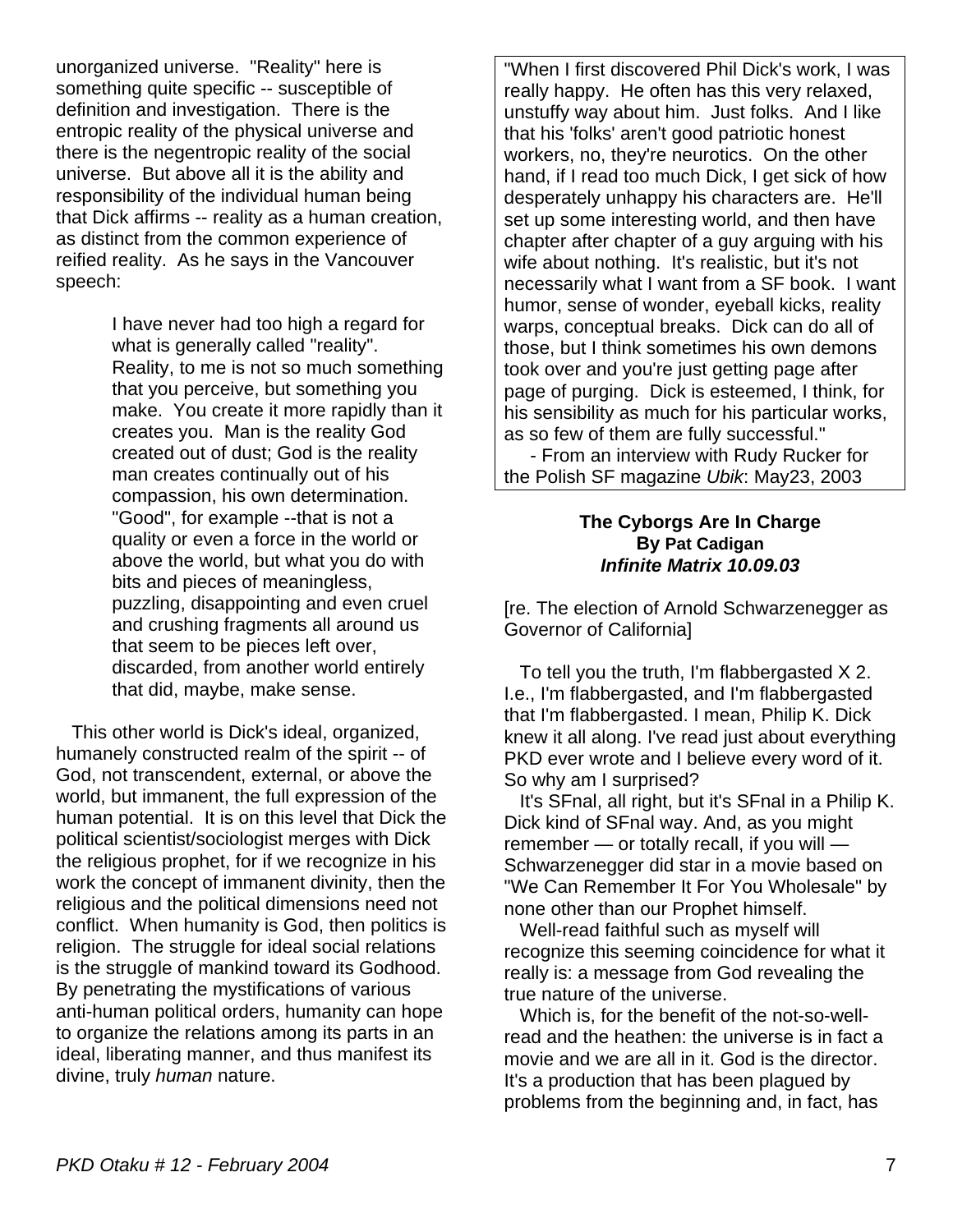unorganized universe. "Reality" here is something quite specific -- susceptible of definition and investigation. There is the entropic reality of the physical universe and there is the negentropic reality of the social universe. But above all it is the ability and responsibility of the individual human being that Dick affirms -- reality as a human creation, as distinct from the common experience of reified reality. As he says in the Vancouver speech:

> I have never had too high a regard for what is generally called "reality". Reality, to me is not so much something that you perceive, but something you make. You create it more rapidly than it creates you. Man is the reality God created out of dust; God is the reality man creates continually out of his compassion, his own determination. "Good", for example --that is not a quality or even a force in the world or above the world, but what you do with bits and pieces of meaningless, puzzling, disappointing and even cruel and crushing fragments all around us that seem to be pieces left over, discarded, from another world entirely that did, maybe, make sense.

This other world is Dick's ideal, organized, humanely constructed realm of the spirit -- of God, not transcendent, external, or above the world, but immanent, the full expression of the human potential. It is on this level that Dick the political scientist/sociologist merges with Dick the religious prophet, for if we recognize in his work the concept of immanent divinity, then the religious and the political dimensions need not conflict. When humanity is God, then politics is religion. The struggle for ideal social relations is the struggle of mankind toward its Godhood. By penetrating the mystifications of various anti-human political orders, humanity can hope to organize the relations among its parts in an ideal, liberating manner, and thus manifest its divine, truly *human* nature.

> "When I first discovered Phil Dick's work, I was really happy. He often has this very relaxed, unstuffy way about him. Just folks. And I like that his 'folks' aren't good patriotic honest workers, no, they're neurotics. On the other hand, if I read too much Dick, I get sick of how desperately unhappy his characters are. He'll set up some interesting world, and then have chapter after chapter of a guy arguing with his wife about nothing. It's realistic, but it's not necessarily what I want from a SF book. I want humor, sense of wonder, eyeball kicks, reality warps, conceptual breaks. Dick can do all of those, but I think sometimes his own demons took over and you're just getting page after page of purging. Dick is esteemed, I think, for his sensibility as much for his particular works, as so few of them are fully successful."
>
> \- From an interview with Rudy Rucker for the Polish SF magazine *Ubik*: May23, 2003

### The Cyborgs Are In Charge

**By Pat Cadigan**

***Infinite Matrix 10.09.03***

[re. The election of Arnold Schwarzenegger as Governor of California]

To tell you the truth, I'm flabbergasted X 2. I.e., I'm flabbergasted, and I'm flabbergasted that I'm flabbergasted. I mean, Philip K. Dick knew it all along. I've read just about everything PKD ever wrote and I believe every word of it. So why am I surprised?

It's SFnal, all right, but it's SFnal in a Philip K. Dick kind of SFnal way. And, as you might remember — or totally recall, if you will — Schwarzenegger did star in a movie based on "We Can Remember It For You Wholesale" by none other than our Prophet himself.

Well-read faithful such as myself will recognize this seeming coincidence for what it really is: a message from God revealing the true nature of the universe.

Which is, for the benefit of the not-so-well-read and the heathen: the universe is in fact a movie and we are all in it. God is the director. It's a production that has been plagued by problems from the beginning and, in fact, has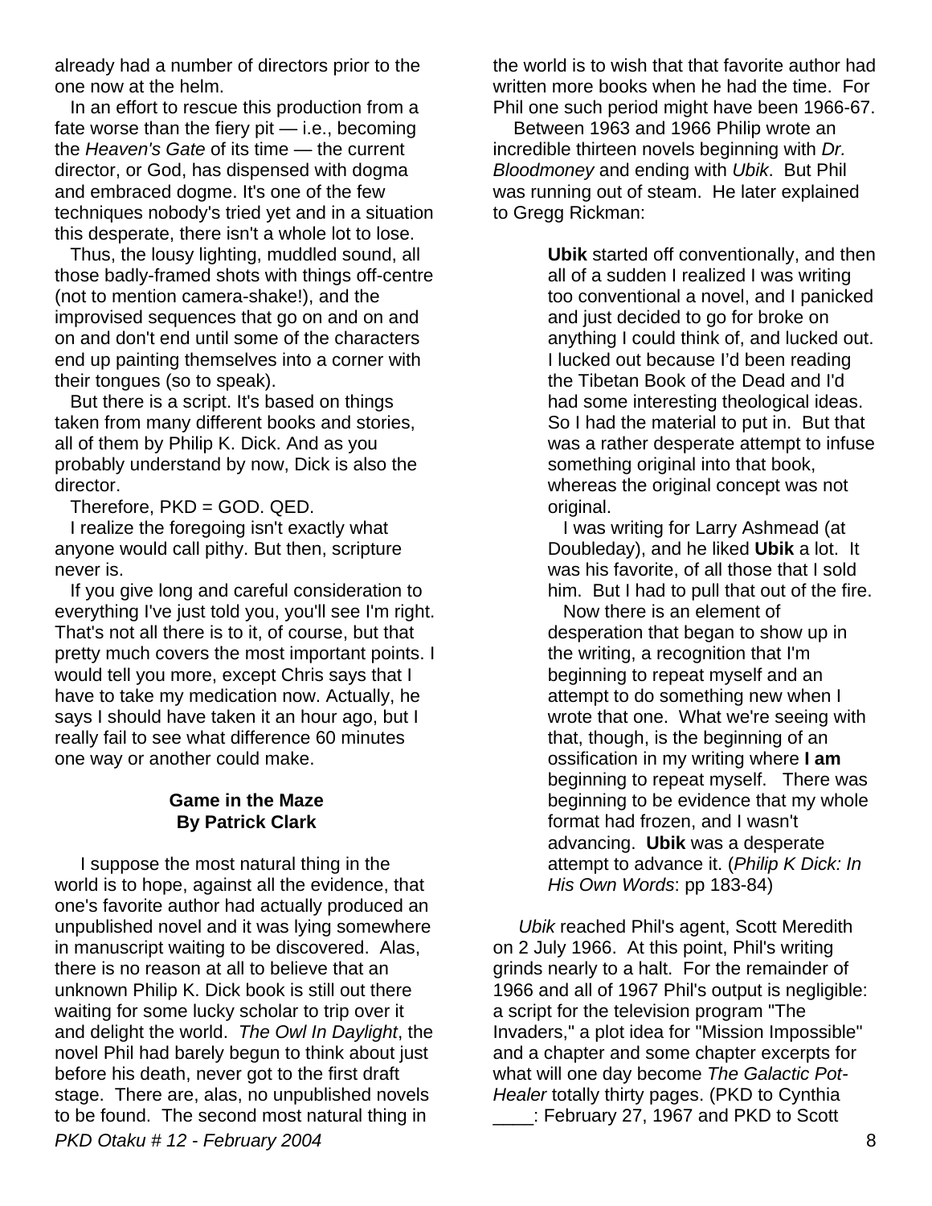already had a number of directors prior to the one now at the helm.

In an effort to rescue this production from a fate worse than the fiery pit — i.e., becoming the *Heaven's Gate* of its time — the current director, or God, has dispensed with dogma and embraced dogme. It's one of the few techniques nobody's tried yet and in a situation this desperate, there isn't a whole lot to lose.

Thus, the lousy lighting, muddled sound, all those badly-framed shots with things off-centre (not to mention camera-shake!), and the improvised sequences that go on and on and on and don't end until some of the characters end up painting themselves into a corner with their tongues (so to speak).

But there is a script. It's based on things taken from many different books and stories, all of them by Philip K. Dick. And as you probably understand by now, Dick is also the director.

Therefore, PKD = GOD. QED.

I realize the foregoing isn't exactly what anyone would call pithy. But then, scripture never is.

If you give long and careful consideration to everything I've just told you, you'll see I'm right. That's not all there is to it, of course, but that pretty much covers the most important points. I would tell you more, except Chris says that I have to take my medication now. Actually, he says I should have taken it an hour ago, but I really fail to see what difference 60 minutes one way or another could make.

### Game in the Maze
### By Patrick Clark

I suppose the most natural thing in the world is to hope, against all the evidence, that one's favorite author had actually produced an unpublished novel and it was lying somewhere in manuscript waiting to be discovered. Alas, there is no reason at all to believe that an unknown Philip K. Dick book is still out there waiting for some lucky scholar to trip over it and delight the world. *The Owl In Daylight*, the novel Phil had barely begun to think about just before his death, never got to the first draft stage. There are, alas, no unpublished novels to be found. The second most natural thing in the world is to wish that that favorite author had written more books when he had the time. For Phil one such period might have been 1966-67.

Between 1963 and 1966 Philip wrote an incredible thirteen novels beginning with *Dr. Bloodmoney* and ending with *Ubik*. But Phil was running out of steam. He later explained to Gregg Rickman:

> **Ubik** started off conventionally, and then all of a sudden I realized I was writing too conventional a novel, and I panicked and just decided to go for broke on anything I could think of, and lucked out. I lucked out because I'd been reading the Tibetan Book of the Dead and I'd had some interesting theological ideas. So I had the material to put in. But that was a rather desperate attempt to infuse something original into that book, whereas the original concept was not original.
>
> I was writing for Larry Ashmead (at Doubleday), and he liked **Ubik** a lot. It was his favorite, of all those that I sold him. But I had to pull that out of the fire.
>
> Now there is an element of desperation that began to show up in the writing, a recognition that I'm beginning to repeat myself and an attempt to do something new when I wrote that one. What we're seeing with that, though, is the beginning of an ossification in my writing where **I am** beginning to repeat myself. There was beginning to be evidence that my whole format had frozen, and I wasn't advancing. **Ubik** was a desperate attempt to advance it. (*Philip K Dick: In His Own Words*: pp 183-84)

*Ubik* reached Phil's agent, Scott Meredith on 2 July 1966. At this point, Phil's writing grinds nearly to a halt. For the remainder of 1966 and all of 1967 Phil's output is negligible: a script for the television program "The Invaders," a plot idea for "Mission Impossible" and a chapter and some chapter excerpts for what will one day become *The Galactic Pot-Healer* totally thirty pages. (PKD to Cynthia ____: February 27, 1967 and PKD to Scott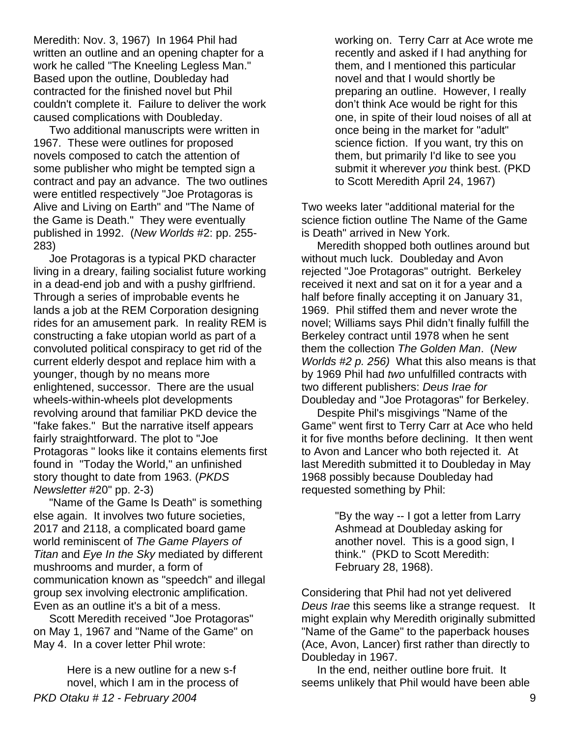Meredith: Nov. 3, 1967) In 1964 Phil had written an outline and an opening chapter for a work he called "The Kneeling Legless Man." Based upon the outline, Doubleday had contracted for the finished novel but Phil couldn't complete it. Failure to deliver the work caused complications with Doubleday.

Two additional manuscripts were written in 1967. These were outlines for proposed novels composed to catch the attention of some publisher who might be tempted sign a contract and pay an advance. The two outlines were entitled respectively "Joe Protagoras is Alive and Living on Earth" and "The Name of the Game is Death." They were eventually published in 1992. (*New Worlds* #2: pp. 255-283)

Joe Protagoras is a typical PKD character living in a dreary, failing socialist future working in a dead-end job and with a pushy girlfriend. Through a series of improbable events he lands a job at the REM Corporation designing rides for an amusement park. In reality REM is constructing a fake utopian world as part of a convoluted political conspiracy to get rid of the current elderly despot and replace him with a younger, though by no means more enlightened, successor. There are the usual wheels-within-wheels plot developments revolving around that familiar PKD device the "fake fakes." But the narrative itself appears fairly straightforward. The plot to "Joe Protagoras " looks like it contains elements first found in "Today the World," an unfinished story thought to date from 1963. (*PKDS Newsletter* #20" pp. 2-3)

"Name of the Game Is Death" is something else again. It involves two future societies, 2017 and 2118, a complicated board game world reminiscent of *The Game Players of Titan* and *Eye In the Sky* mediated by different mushrooms and murder, a form of communication known as "speedch" and illegal group sex involving electronic amplification. Even as an outline it's a bit of a mess.

Scott Meredith received "Joe Protagoras" on May 1, 1967 and "Name of the Game" on May 4. In a cover letter Phil wrote:

> Here is a new outline for a new s-f novel, which I am in the process of working on. Terry Carr at Ace wrote me recently and asked if I had anything for them, and I mentioned this particular novel and that I would shortly be preparing an outline. However, I really don't think Ace would be right for this one, in spite of their loud noises of all at once being in the market for "adult" science fiction. If you want, try this on them, but primarily I'd like to see you submit it wherever *you* think best. (PKD to Scott Meredith April 24, 1967)

Two weeks later "additional material for the science fiction outline The Name of the Game is Death" arrived in New York.

Meredith shopped both outlines around but without much luck. Doubleday and Avon rejected "Joe Protagoras" outright. Berkeley received it next and sat on it for a year and a half before finally accepting it on January 31, 1969. Phil stiffed them and never wrote the novel; Williams says Phil didn't finally fulfill the Berkeley contract until 1978 when he sent them the collection *The Golden Man*. (*New Worlds #2 p. 256)* What this also means is that by 1969 Phil had *two* unfulfilled contracts with two different publishers: *Deus Irae for* Doubleday and "Joe Protagoras" for Berkeley.

Despite Phil's misgivings "Name of the Game" went first to Terry Carr at Ace who held it for five months before declining. It then went to Avon and Lancer who both rejected it. At last Meredith submitted it to Doubleday in May 1968 possibly because Doubleday had requested something by Phil:

> "By the way -- I got a letter from Larry Ashmead at Doubleday asking for another novel. This is a good sign, I think." (PKD to Scott Meredith: February 28, 1968).

Considering that Phil had not yet delivered *Deus Irae* this seems like a strange request. It might explain why Meredith originally submitted "Name of the Game" to the paperback houses (Ace, Avon, Lancer) first rather than directly to Doubleday in 1967.

In the end, neither outline bore fruit. It seems unlikely that Phil would have been able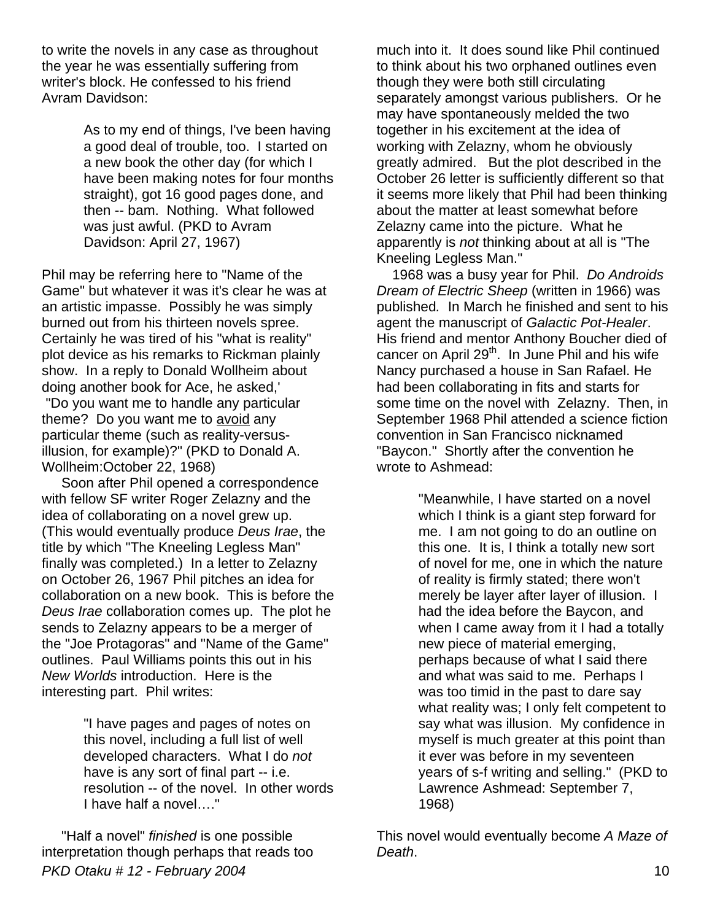to write the novels in any case as throughout the year he was essentially suffering from writer's block. He confessed to his friend Avram Davidson:

> As to my end of things, I've been having a good deal of trouble, too. I started on a new book the other day (for which I have been making notes for four months straight), got 16 good pages done, and then -- bam. Nothing. What followed was just awful. (PKD to Avram Davidson: April 27, 1967)

Phil may be referring here to "Name of the Game" but whatever it was it's clear he was at an artistic impasse. Possibly he was simply burned out from his thirteen novels spree. Certainly he was tired of his "what is reality" plot device as his remarks to Rickman plainly show. In a reply to Donald Wollheim about doing another book for Ace, he asked,' "Do you want me to handle any particular theme? Do you want me to avoid any particular theme (such as reality-versus-illusion, for example)?" (PKD to Donald A. Wollheim:October 22, 1968)

Soon after Phil opened a correspondence with fellow SF writer Roger Zelazny and the idea of collaborating on a novel grew up. (This would eventually produce *Deus Irae*, the title by which "The Kneeling Legless Man" finally was completed.) In a letter to Zelazny on October 26, 1967 Phil pitches an idea for collaboration on a new book. This is before the *Deus Irae* collaboration comes up. The plot he sends to Zelazny appears to be a merger of the "Joe Protagoras" and "Name of the Game" outlines. Paul Williams points this out in his *New Worlds* introduction. Here is the interesting part. Phil writes:

> "I have pages and pages of notes on this novel, including a full list of well developed characters. What I do *not* have is any sort of final part -- i.e. resolution -- of the novel. In other words I have half a novel…."

"Half a novel" *finished* is one possible interpretation though perhaps that reads too much into it. It does sound like Phil continued to think about his two orphaned outlines even though they were both still circulating separately amongst various publishers. Or he may have spontaneously melded the two together in his excitement at the idea of working with Zelazny, whom he obviously greatly admired. But the plot described in the October 26 letter is sufficiently different so that it seems more likely that Phil had been thinking about the matter at least somewhat before Zelazny came into the picture. What he apparently is *not* thinking about at all is "The Kneeling Legless Man."

1968 was a busy year for Phil. *Do Androids Dream of Electric Sheep* (written in 1966) was published. In March he finished and sent to his agent the manuscript of *Galactic Pot-Healer*. His friend and mentor Anthony Boucher died of cancer on April 29th. In June Phil and his wife Nancy purchased a house in San Rafael. He had been collaborating in fits and starts for some time on the novel with Zelazny. Then, in September 1968 Phil attended a science fiction convention in San Francisco nicknamed "Baycon." Shortly after the convention he wrote to Ashmead:

> "Meanwhile, I have started on a novel which I think is a giant step forward for me. I am not going to do an outline on this one. It is, I think a totally new sort of novel for me, one in which the nature of reality is firmly stated; there won't merely be layer after layer of illusion. I had the idea before the Baycon, and when I came away from it I had a totally new piece of material emerging, perhaps because of what I said there and what was said to me. Perhaps I was too timid in the past to dare say what reality was; I only felt competent to say what was illusion. My confidence in myself is much greater at this point than it ever was before in my seventeen years of s-f writing and selling." (PKD to Lawrence Ashmead: September 7, 1968)

This novel would eventually become *A Maze of Death*.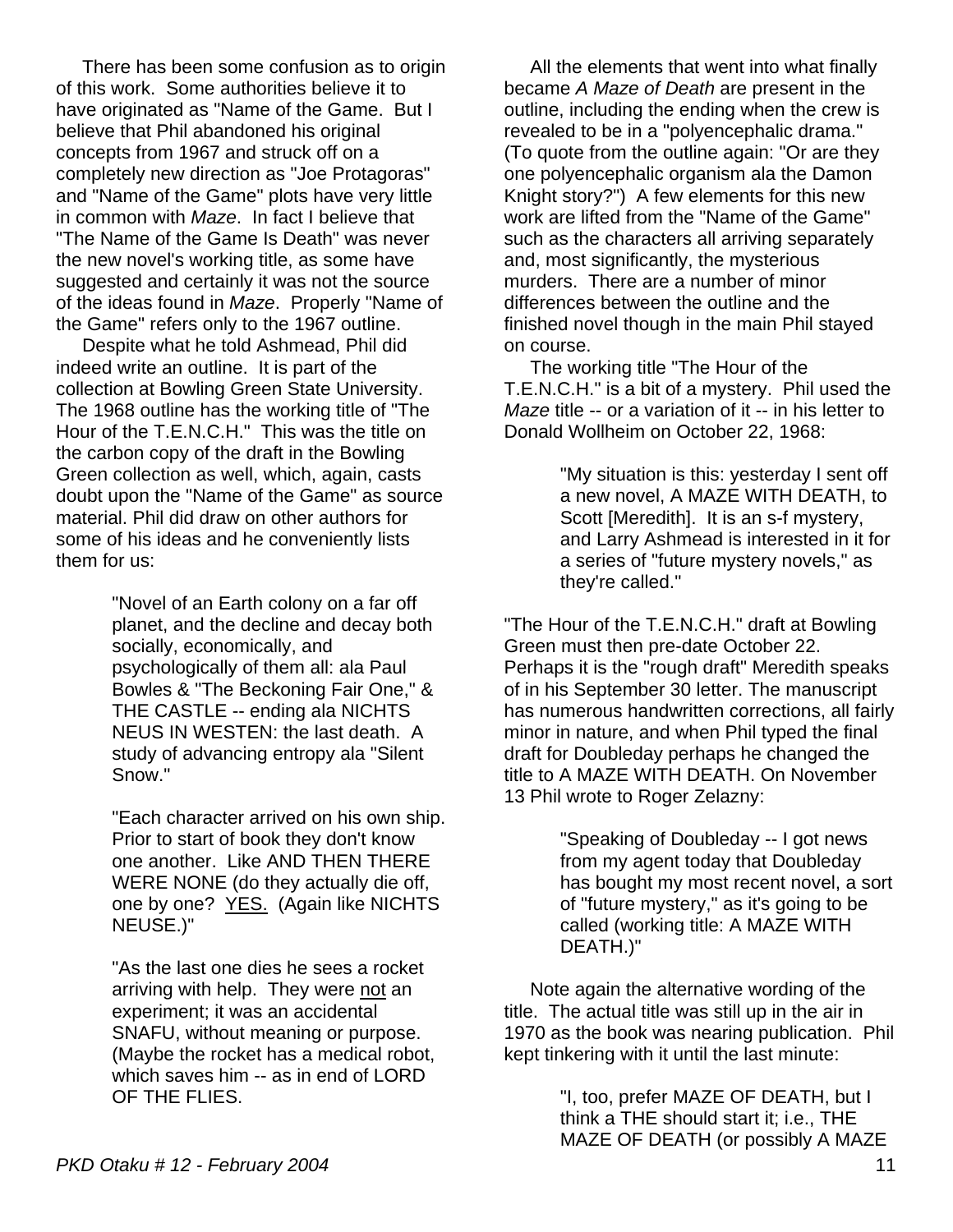There has been some confusion as to origin of this work. Some authorities believe it to have originated as "Name of the Game. But I believe that Phil abandoned his original concepts from 1967 and struck off on a completely new direction as "Joe Protagoras" and "Name of the Game" plots have very little in common with *Maze*. In fact I believe that "The Name of the Game Is Death" was never the new novel's working title, as some have suggested and certainly it was not the source of the ideas found in *Maze*. Properly "Name of the Game" refers only to the 1967 outline.

Despite what he told Ashmead, Phil did indeed write an outline. It is part of the collection at Bowling Green State University. The 1968 outline has the working title of "The Hour of the T.E.N.C.H." This was the title on the carbon copy of the draft in the Bowling Green collection as well, which, again, casts doubt upon the "Name of the Game" as source material. Phil did draw on other authors for some of his ideas and he conveniently lists them for us:

> "Novel of an Earth colony on a far off planet, and the decline and decay both socially, economically, and psychologically of them all: ala Paul Bowles & "The Beckoning Fair One," & THE CASTLE -- ending ala NICHTS NEUS IN WESTEN: the last death. A study of advancing entropy ala "Silent Snow."
>
> "Each character arrived on his own ship. Prior to start of book they don't know one another. Like AND THEN THERE WERE NONE (do they actually die off, one by one? <u>YES.</u> (Again like NICHTS NEUSE.)"
>
> "As the last one dies he sees a rocket arriving with help. They were <u>not</u> an experiment; it was an accidental SNAFU, without meaning or purpose. (Maybe the rocket has a medical robot, which saves him -- as in end of LORD OF THE FLIES.

All the elements that went into what finally became *A Maze of Death* are present in the outline, including the ending when the crew is revealed to be in a "polyencephalic drama." (To quote from the outline again: "Or are they one polyencephalic organism ala the Damon Knight story?") A few elements for this new work are lifted from the "Name of the Game" such as the characters all arriving separately and, most significantly, the mysterious murders. There are a number of minor differences between the outline and the finished novel though in the main Phil stayed on course.

The working title "The Hour of the T.E.N.C.H." is a bit of a mystery. Phil used the *Maze* title -- or a variation of it -- in his letter to Donald Wollheim on October 22, 1968:

> "My situation is this: yesterday I sent off a new novel, A MAZE WITH DEATH, to Scott [Meredith]. It is an s-f mystery, and Larry Ashmead is interested in it for a series of "future mystery novels," as they're called."

"The Hour of the T.E.N.C.H." draft at Bowling Green must then pre-date October 22. Perhaps it is the "rough draft" Meredith speaks of in his September 30 letter. The manuscript has numerous handwritten corrections, all fairly minor in nature, and when Phil typed the final draft for Doubleday perhaps he changed the title to A MAZE WITH DEATH. On November 13 Phil wrote to Roger Zelazny:

> "Speaking of Doubleday -- I got news from my agent today that Doubleday has bought my most recent novel, a sort of "future mystery," as it's going to be called (working title: A MAZE WITH DEATH.)"

Note again the alternative wording of the title. The actual title was still up in the air in 1970 as the book was nearing publication. Phil kept tinkering with it until the last minute:

> "I, too, prefer MAZE OF DEATH, but I think a THE should start it; i.e., THE MAZE OF DEATH (or possibly A MAZE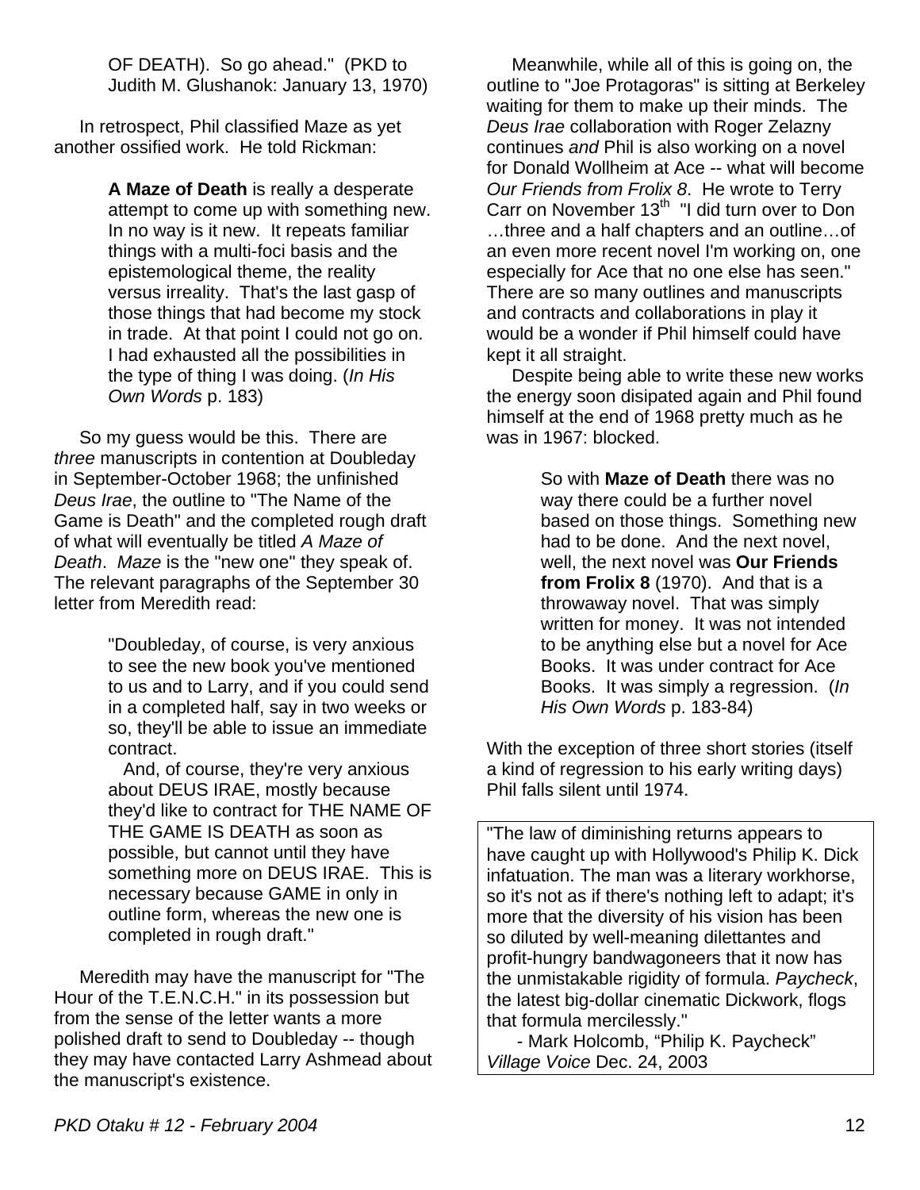> OF DEATH). So go ahead." (PKD to Judith M. Glushanok: January 13, 1970)

In retrospect, Phil classified Maze as yet another ossified work. He told Rickman:

> **A Maze of Death** is really a desperate attempt to come up with something new. In no way is it new. It repeats familiar things with a multi-foci basis and the epistemological theme, the reality versus irreality. That's the last gasp of those things that had become my stock in trade. At that point I could not go on. I had exhausted all the possibilities in the type of thing I was doing. (*In His Own Words* p. 183)

So my guess would be this. There are *three* manuscripts in contention at Doubleday in September-October 1968; the unfinished *Deus Irae*, the outline to "The Name of the Game is Death" and the completed rough draft of what will eventually be titled *A Maze of Death*. *Maze* is the "new one" they speak of. The relevant paragraphs of the September 30 letter from Meredith read:

> "Doubleday, of course, is very anxious to see the new book you've mentioned to us and to Larry, and if you could send in a completed half, say in two weeks or so, they'll be able to issue an immediate contract.
>
> And, of course, they're very anxious about DEUS IRAE, mostly because they'd like to contract for THE NAME OF THE GAME IS DEATH as soon as possible, but cannot until they have something more on DEUS IRAE. This is necessary because GAME in only in outline form, whereas the new one is completed in rough draft."

Meredith may have the manuscript for "The Hour of the T.E.N.C.H." in its possession but from the sense of the letter wants a more polished draft to send to Doubleday -- though they may have contacted Larry Ashmead about the manuscript's existence.

Meanwhile, while all of this is going on, the outline to "Joe Protagoras" is sitting at Berkeley waiting for them to make up their minds. The *Deus Irae* collaboration with Roger Zelazny continues *and* Phil is also working on a novel for Donald Wollheim at Ace -- what will become *Our Friends from Frolix 8*. He wrote to Terry Carr on November 13th "I did turn over to Don …three and a half chapters and an outline…of an even more recent novel I'm working on, one especially for Ace that no one else has seen." There are so many outlines and manuscripts and contracts and collaborations in play it would be a wonder if Phil himself could have kept it all straight.

Despite being able to write these new works the energy soon disipated again and Phil found himself at the end of 1968 pretty much as he was in 1967: blocked.

> So with **Maze of Death** there was no way there could be a further novel based on those things. Something new had to be done. And the next novel, well, the next novel was **Our Friends from Frolix 8** (1970). And that is a throwaway novel. That was simply written for money. It was not intended to be anything else but a novel for Ace Books. It was under contract for Ace Books. It was simply a regression. (*In His Own Words* p. 183-84)

With the exception of three short stories (itself a kind of regression to his early writing days) Phil falls silent until 1974.

"The law of diminishing returns appears to have caught up with Hollywood's Philip K. Dick infatuation. The man was a literary workhorse, so it's not as if there's nothing left to adapt; it's more that the diversity of his vision has been so diluted by well-meaning dilettantes and profit-hungry bandwagoneers that it now has the unmistakable rigidity of formula. *Paycheck*, the latest big-dollar cinematic Dickwork, flogs that formula mercilessly."

- Mark Holcomb, "Philip K. Paycheck" *Village Voice* Dec. 24, 2003